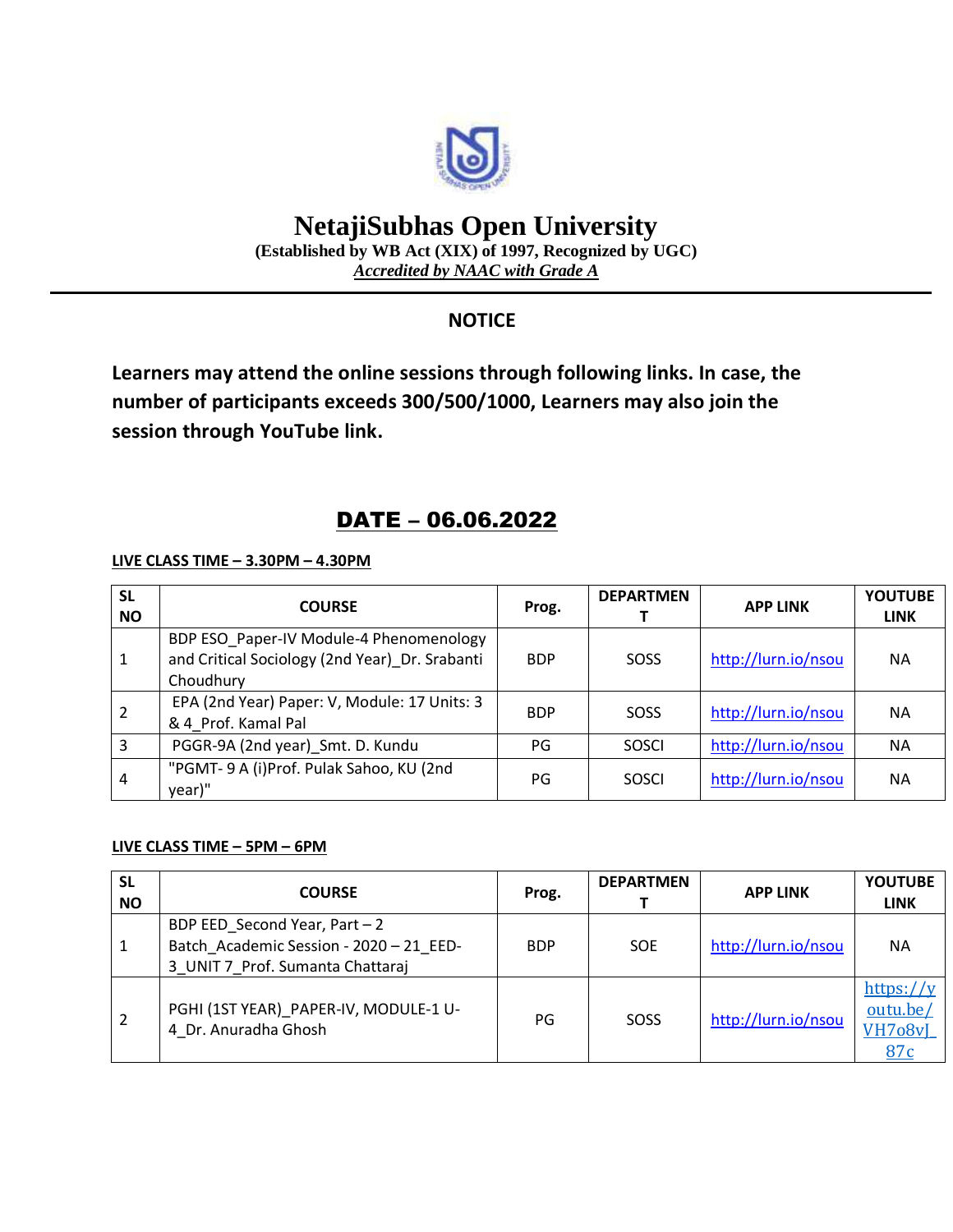# NetajiSubhas Open University

**(Established by WB Act (XIX) of 1997, Recognized by UGC)**

***Accredited by NAAC with Grade A***

## NOTICE

**Learners may attend the online sessions through following links. In case, the number of participants exceeds 300/500/1000, Learners may also join the session through YouTube link.**

## DATE – 06.06.2022

**LIVE CLASS TIME – 3.30PM – 4.30PM**

| SL NO | COURSE | Prog. | DEPARTMENT | APP LINK | YOUTUBE LINK |
|---|---|---|---|---|---|
| 1 | BDP ESO_Paper-IV Module-4 Phenomenology and Critical Sociology (2nd Year)_Dr. Srabanti Choudhury | BDP | SOSS | http://lurn.io/nsou | NA |
| 2 | EPA (2nd Year) Paper: V, Module: 17 Units: 3 & 4_Prof. Kamal Pal | BDP | SOSS | http://lurn.io/nsou | NA |
| 3 | PGGR-9A (2nd year)_Smt. D. Kundu | PG | SOSCI | http://lurn.io/nsou | NA |
| 4 | "PGMT- 9 A (i)Prof. Pulak Sahoo, KU (2nd year)" | PG | SOSCI | http://lurn.io/nsou | NA |

**LIVE CLASS TIME – 5PM – 6PM**

| SL NO | COURSE | Prog. | DEPARTMENT | APP LINK | YOUTUBE LINK |
|---|---|---|---|---|---|
| 1 | BDP EED_Second Year, Part – 2 Batch_Academic Session - 2020 – 21_EED-3_UNIT 7_Prof. Sumanta Chattaraj | BDP | SOE | http://lurn.io/nsou | NA |
| 2 | PGHI (1ST YEAR)_PAPER-IV, MODULE-1 U-4_Dr. Anuradha Ghosh | PG | SOSS | http://lurn.io/nsou | https://youtu.be/VH7o8vJ_87c |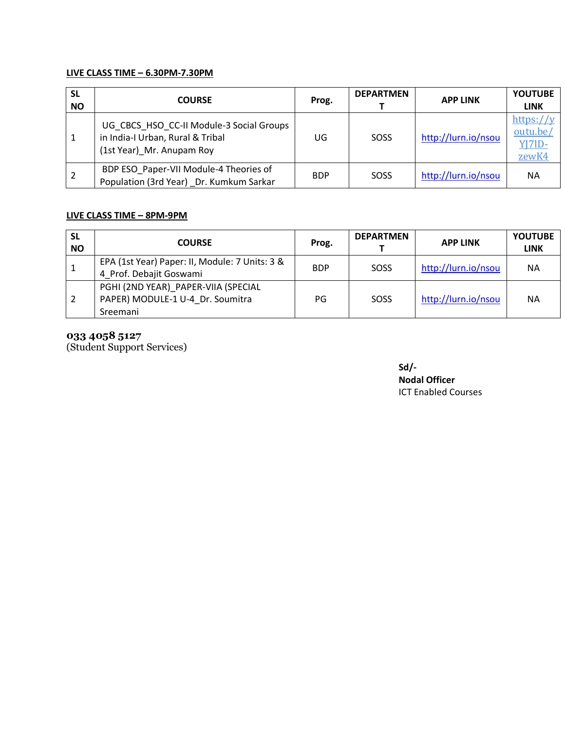**LIVE CLASS TIME – 6.30PM-7.30PM**

| SL NO | COURSE | Prog. | DEPARTMENT | APP LINK | YOUTUBE LINK |
|---|---|---|---|---|---|
| 1 | UG_CBCS_HSO_CC-II Module-3 Social Groups in India-I Urban, Rural & Tribal (1st Year)_Mr. Anupam Roy | UG | SOSS | http://lurn.io/nsou | https://youtu.be/YJ7lD-zewK4 |
| 2 | BDP ESO_Paper-VII Module-4 Theories of Population (3rd Year) _Dr. Kumkum Sarkar | BDP | SOSS | http://lurn.io/nsou | NA |

**LIVE CLASS TIME – 8PM-9PM**

| SL NO | COURSE | Prog. | DEPARTMENT | APP LINK | YOUTUBE LINK |
|---|---|---|---|---|---|
| 1 | EPA (1st Year) Paper: II, Module: 7 Units: 3 & 4_Prof. Debajit Goswami | BDP | SOSS | http://lurn.io/nsou | NA |
| 2 | PGHI (2ND YEAR)_PAPER-VIIA (SPECIAL PAPER) MODULE-1 U-4_Dr. Soumitra Sreemani | PG | SOSS | http://lurn.io/nsou | NA |

**033 4058 5127**
(Student Support Services)

**Sd/-**
**Nodal Officer**
ICT Enabled Courses